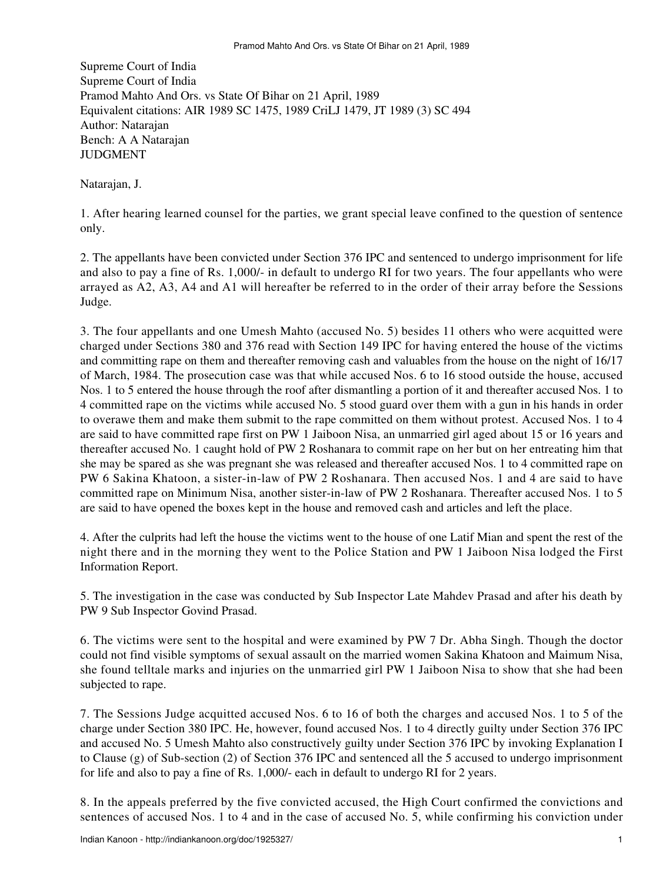Supreme Court of India
Supreme Court of India
Pramod Mahto And Ors. vs State Of Bihar on 21 April, 1989
Equivalent citations: AIR 1989 SC 1475, 1989 CriLJ 1479, JT 1989 (3) SC 494
Author: Natarajan
Bench: A A Natarajan
JUDGMENT

Natarajan, J.

1. After hearing learned counsel for the parties, we grant special leave confined to the question of sentence only.

2. The appellants have been convicted under Section 376 IPC and sentenced to undergo imprisonment for life and also to pay a fine of Rs. 1,000/- in default to undergo RI for two years. The four appellants who were arrayed as A2, A3, A4 and A1 will hereafter be referred to in the order of their array before the Sessions Judge.

3. The four appellants and one Umesh Mahto (accused No. 5) besides 11 others who were acquitted were charged under Sections 380 and 376 read with Section 149 IPC for having entered the house of the victims and committing rape on them and thereafter removing cash and valuables from the house on the night of 16/17 of March, 1984. The prosecution case was that while accused Nos. 6 to 16 stood outside the house, accused Nos. 1 to 5 entered the house through the roof after dismantling a portion of it and thereafter accused Nos. 1 to 4 committed rape on the victims while accused No. 5 stood guard over them with a gun in his hands in order to overawe them and make them submit to the rape committed on them without protest. Accused Nos. 1 to 4 are said to have committed rape first on PW 1 Jaiboon Nisa, an unmarried girl aged about 15 or 16 years and thereafter accused No. 1 caught hold of PW 2 Roshanara to commit rape on her but on her entreating him that she may be spared as she was pregnant she was released and thereafter accused Nos. 1 to 4 committed rape on PW 6 Sakina Khatoon, a sister-in-law of PW 2 Roshanara. Then accused Nos. 1 and 4 are said to have committed rape on Minimum Nisa, another sister-in-law of PW 2 Roshanara. Thereafter accused Nos. 1 to 5 are said to have opened the boxes kept in the house and removed cash and articles and left the place.

4. After the culprits had left the house the victims went to the house of one Latif Mian and spent the rest of the night there and in the morning they went to the Police Station and PW 1 Jaiboon Nisa lodged the First Information Report.

5. The investigation in the case was conducted by Sub Inspector Late Mahdev Prasad and after his death by PW 9 Sub Inspector Govind Prasad.

6. The victims were sent to the hospital and were examined by PW 7 Dr. Abha Singh. Though the doctor could not find visible symptoms of sexual assault on the married women Sakina Khatoon and Maimum Nisa, she found telltale marks and injuries on the unmarried girl PW 1 Jaiboon Nisa to show that she had been subjected to rape.

7. The Sessions Judge acquitted accused Nos. 6 to 16 of both the charges and accused Nos. 1 to 5 of the charge under Section 380 IPC. He, however, found accused Nos. 1 to 4 directly guilty under Section 376 IPC and accused No. 5 Umesh Mahto also constructively guilty under Section 376 IPC by invoking Explanation I to Clause (g) of Sub-section (2) of Section 376 IPC and sentenced all the 5 accused to undergo imprisonment for life and also to pay a fine of Rs. 1,000/- each in default to undergo RI for 2 years.

8. In the appeals preferred by the five convicted accused, the High Court confirmed the convictions and sentences of accused Nos. 1 to 4 and in the case of accused No. 5, while confirming his conviction under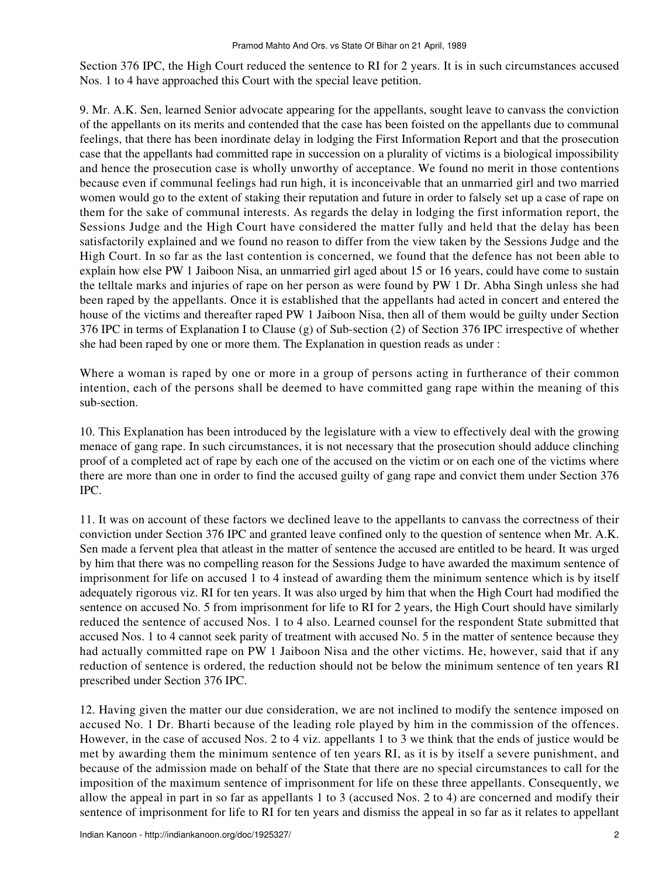Section 376 IPC, the High Court reduced the sentence to RI for 2 years. It is in such circumstances accused Nos. 1 to 4 have approached this Court with the special leave petition.

9. Mr. A.K. Sen, learned Senior advocate appearing for the appellants, sought leave to canvass the conviction of the appellants on its merits and contended that the case has been foisted on the appellants due to communal feelings, that there has been inordinate delay in lodging the First Information Report and that the prosecution case that the appellants had committed rape in succession on a plurality of victims is a biological impossibility and hence the prosecution case is wholly unworthy of acceptance. We found no merit in those contentions because even if communal feelings had run high, it is inconceivable that an unmarried girl and two married women would go to the extent of staking their reputation and future in order to falsely set up a case of rape on them for the sake of communal interests. As regards the delay in lodging the first information report, the Sessions Judge and the High Court have considered the matter fully and held that the delay has been satisfactorily explained and we found no reason to differ from the view taken by the Sessions Judge and the High Court. In so far as the last contention is concerned, we found that the defence has not been able to explain how else PW 1 Jaiboon Nisa, an unmarried girl aged about 15 or 16 years, could have come to sustain the telltale marks and injuries of rape on her person as were found by PW 1 Dr. Abha Singh unless she had been raped by the appellants. Once it is established that the appellants had acted in concert and entered the house of the victims and thereafter raped PW 1 Jaiboon Nisa, then all of them would be guilty under Section 376 IPC in terms of Explanation I to Clause (g) of Sub-section (2) of Section 376 IPC irrespective of whether she had been raped by one or more them. The Explanation in question reads as under :

Where a woman is raped by one or more in a group of persons acting in furtherance of their common intention, each of the persons shall be deemed to have committed gang rape within the meaning of this sub-section.

10. This Explanation has been introduced by the legislature with a view to effectively deal with the growing menace of gang rape. In such circumstances, it is not necessary that the prosecution should adduce clinching proof of a completed act of rape by each one of the accused on the victim or on each one of the victims where there are more than one in order to find the accused guilty of gang rape and convict them under Section 376 IPC.

11. It was on account of these factors we declined leave to the appellants to canvass the correctness of their conviction under Section 376 IPC and granted leave confined only to the question of sentence when Mr. A.K. Sen made a fervent plea that atleast in the matter of sentence the accused are entitled to be heard. It was urged by him that there was no compelling reason for the Sessions Judge to have awarded the maximum sentence of imprisonment for life on accused 1 to 4 instead of awarding them the minimum sentence which is by itself adequately rigorous viz. RI for ten years. It was also urged by him that when the High Court had modified the sentence on accused No. 5 from imprisonment for life to RI for 2 years, the High Court should have similarly reduced the sentence of accused Nos. 1 to 4 also. Learned counsel for the respondent State submitted that accused Nos. 1 to 4 cannot seek parity of treatment with accused No. 5 in the matter of sentence because they had actually committed rape on PW 1 Jaiboon Nisa and the other victims. He, however, said that if any reduction of sentence is ordered, the reduction should not be below the minimum sentence of ten years RI prescribed under Section 376 IPC.

12. Having given the matter our due consideration, we are not inclined to modify the sentence imposed on accused No. 1 Dr. Bharti because of the leading role played by him in the commission of the offences. However, in the case of accused Nos. 2 to 4 viz. appellants 1 to 3 we think that the ends of justice would be met by awarding them the minimum sentence of ten years RI, as it is by itself a severe punishment, and because of the admission made on behalf of the State that there are no special circumstances to call for the imposition of the maximum sentence of imprisonment for life on these three appellants. Consequently, we allow the appeal in part in so far as appellants 1 to 3 (accused Nos. 2 to 4) are concerned and modify their sentence of imprisonment for life to RI for ten years and dismiss the appeal in so far as it relates to appellant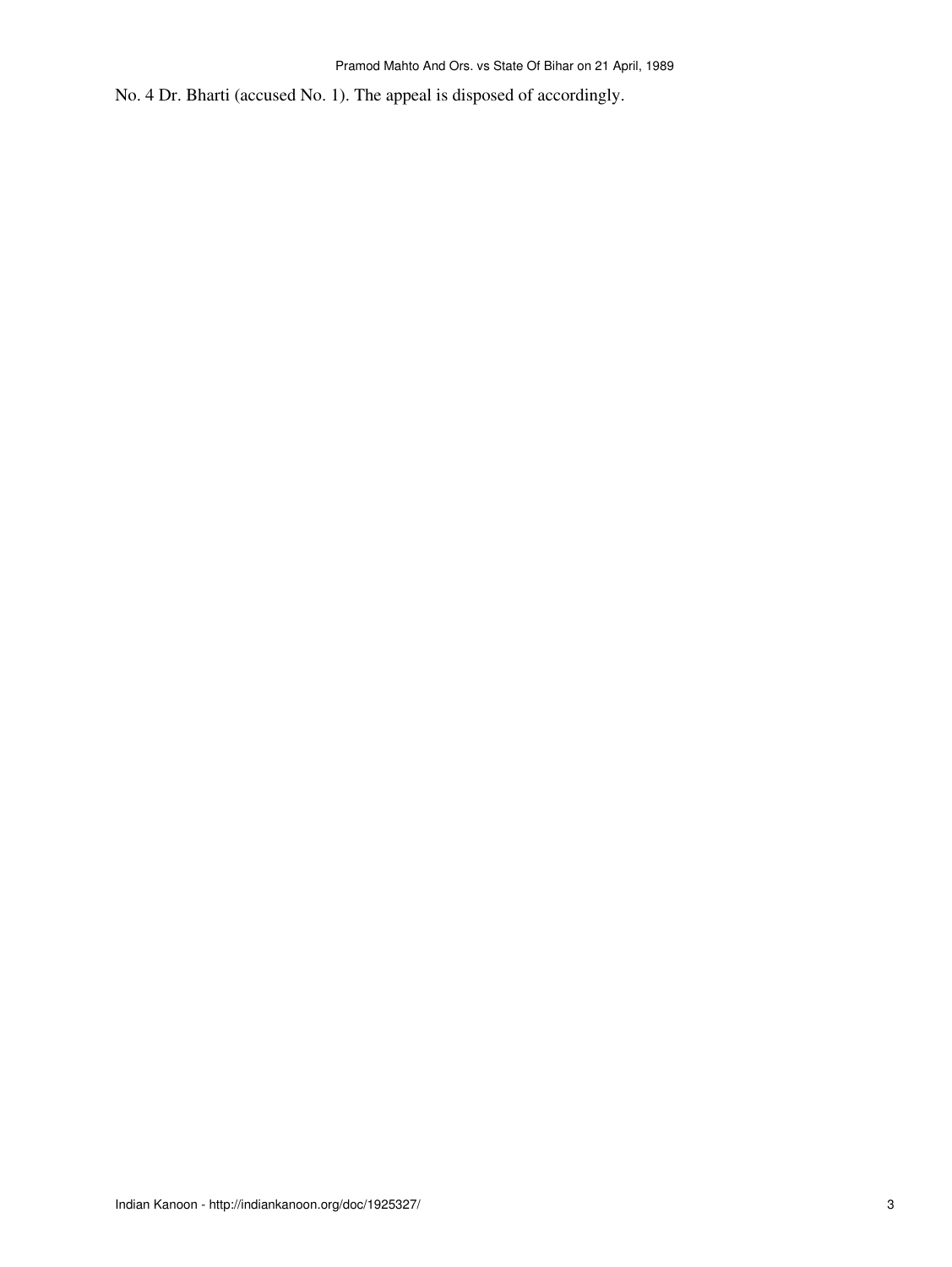No. 4 Dr. Bharti (accused No. 1). The appeal is disposed of accordingly.